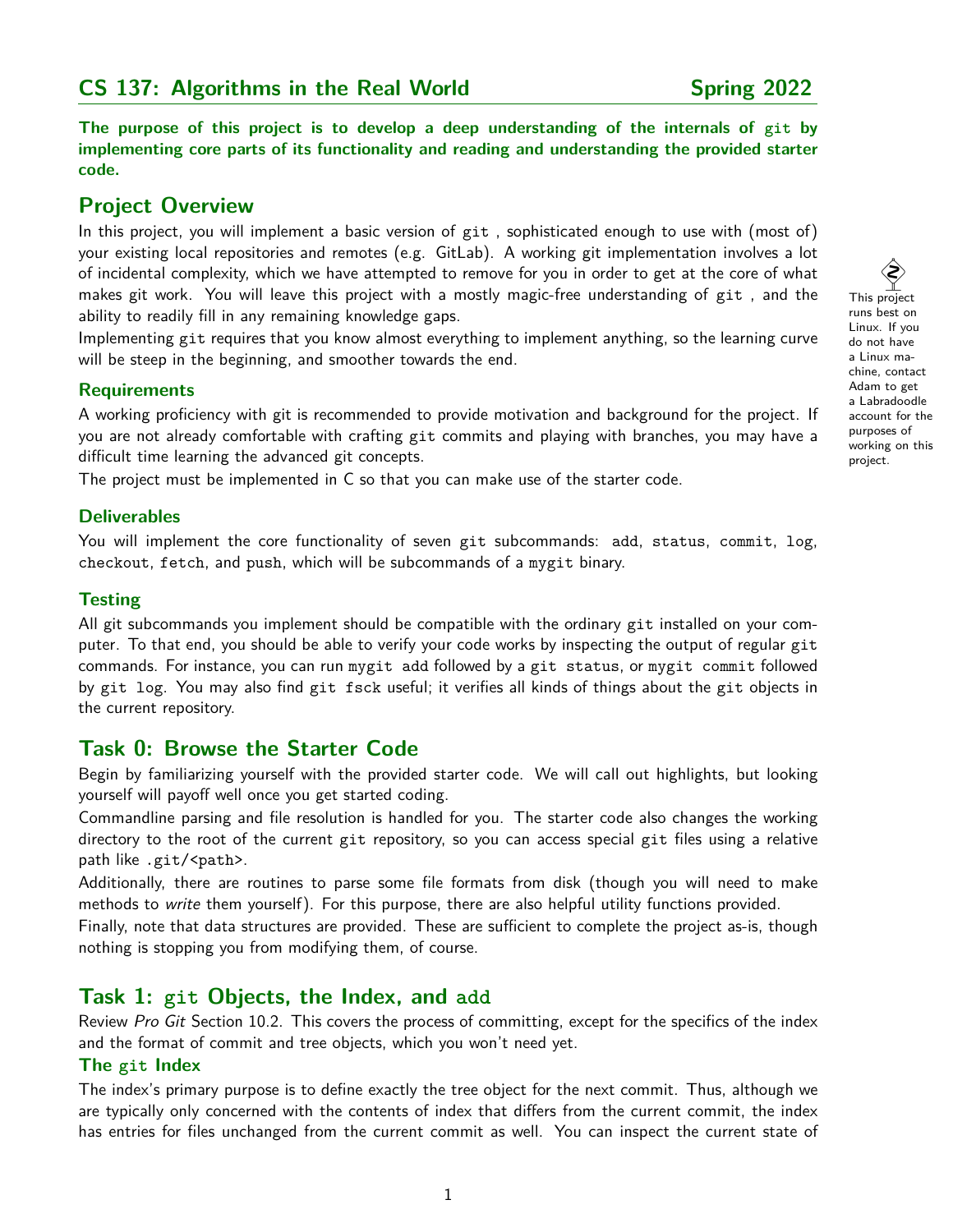# CS 137: Algorithms in the Real World — Spring 2022

**The purpose of this project is to develop a deep understanding of the internals of `git` by implementing core parts of its functionality and reading and understanding the provided starter code.**

## Project Overview

In this project, you will implement a basic version of `git` , sophisticated enough to use with (most of) your existing local repositories and remotes (e.g. GitLab). A working git implementation involves a lot of incidental complexity, which we have attempted to remove for you in order to get at the core of what makes git work. You will leave this project with a mostly magic-free understanding of `git` , and the ability to readily fill in any remaining knowledge gaps.

Implementing `git` requires that you know almost everything to implement anything, so the learning curve will be steep in the beginning, and smoother towards the end.

This project runs best on Linux. If you do not have a Linux machine, contact Adam to get a Labradoodle account for the purposes of working on this project.

### Requirements

A working proficiency with git is recommended to provide motivation and background for the project. If you are not already comfortable with crafting `git` commits and playing with branches, you may have a difficult time learning the advanced git concepts.

The project must be implemented in C so that you can make use of the starter code.

### Deliverables

You will implement the core functionality of seven `git` subcommands: `add`, `status`, `commit`, `log`, `checkout`, `fetch`, and `push`, which will be subcommands of a `mygit` binary.

### Testing

All git subcommands you implement should be compatible with the ordinary `git` installed on your computer. To that end, you should be able to verify your code works by inspecting the output of regular `git` commands. For instance, you can run `mygit add` followed by a `git status`, or `mygit commit` followed by `git log`. You may also find `git fsck` useful; it verifies all kinds of things about the `git` objects in the current repository.

## Task 0: Browse the Starter Code

Begin by familiarizing yourself with the provided starter code. We will call out highlights, but looking yourself will payoff well once you get started coding.

Commandline parsing and file resolution is handled for you. The starter code also changes the working directory to the root of the current `git` repository, so you can access special `git` files using a relative path like `.git/<path>`.

Additionally, there are routines to parse some file formats from disk (though you will need to make methods to *write* them yourself). For this purpose, there are also helpful utility functions provided.

Finally, note that data structures are provided. These are sufficient to complete the project as-is, though nothing is stopping you from modifying them, of course.

## Task 1: `git` Objects, the Index, and `add`

Review *Pro Git* Section 10.2. This covers the process of committing, except for the specifics of the index and the format of commit and tree objects, which you won't need yet.

### The `git` Index

The index's primary purpose is to define exactly the tree object for the next commit. Thus, although we are typically only concerned with the contents of index that differs from the current commit, the index has entries for files unchanged from the current commit as well. You can inspect the current state of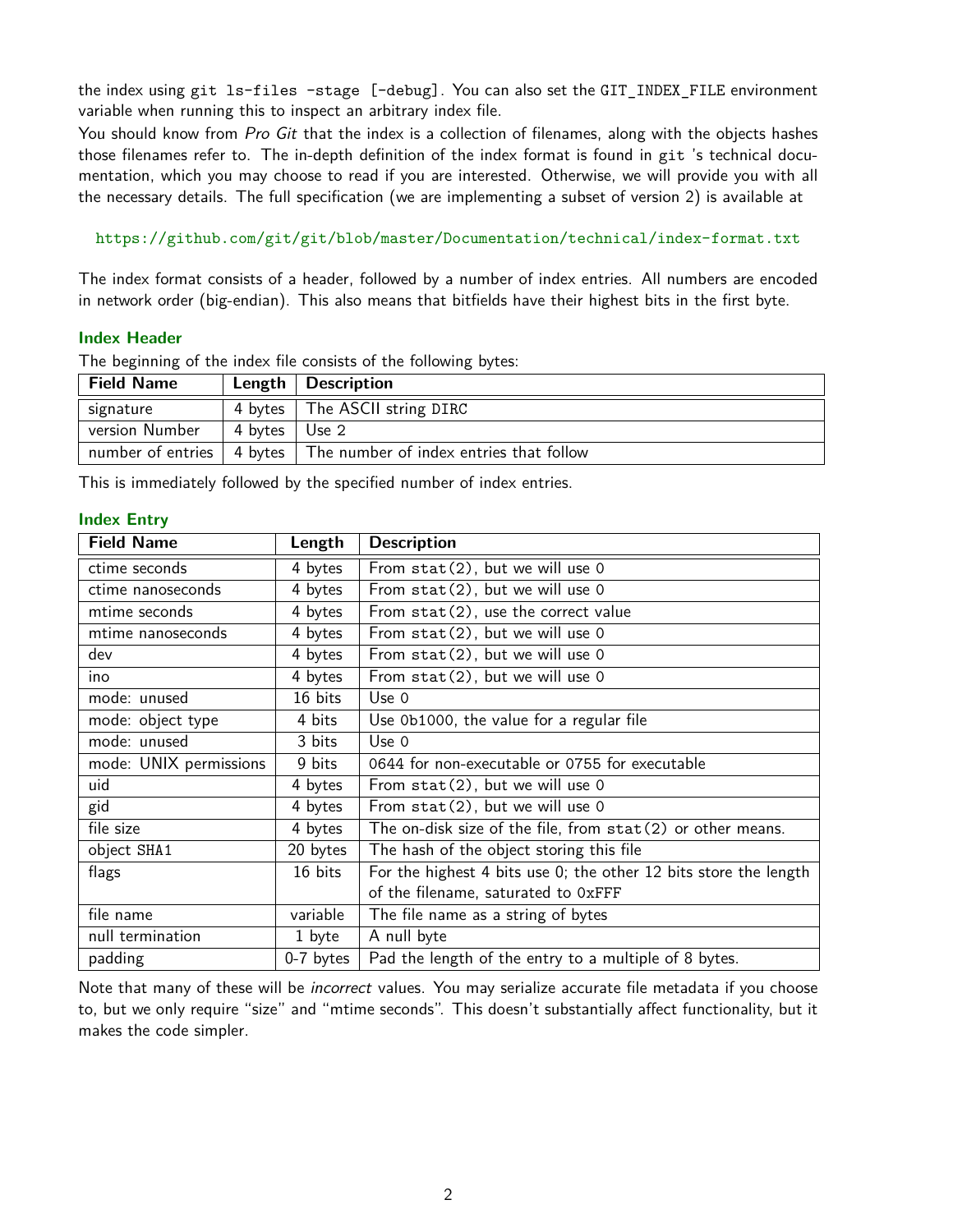the index using `git ls-files -stage [-debug]`. You can also set the `GIT_INDEX_FILE` environment variable when running this to inspect an arbitrary index file.

You should know from *Pro Git* that the index is a collection of filenames, along with the objects hashes those filenames refer to. The in-depth definition of the index format is found in `git` 's technical documentation, which you may choose to read if you are interested. Otherwise, we will provide you with all the necessary details. The full specification (we are implementing a subset of version 2) is available at

https://github.com/git/git/blob/master/Documentation/technical/index-format.txt

The index format consists of a header, followed by a number of index entries. All numbers are encoded in network order (big-endian). This also means that bitfields have their highest bits in the first byte.

### Index Header

The beginning of the index file consists of the following bytes:

| Field Name | Length | Description |
|---|---|---|
| signature | 4 bytes | The ASCII string `DIRC` |
| version Number | 4 bytes | Use 2 |
| number of entries | 4 bytes | The number of index entries that follow |

This is immediately followed by the specified number of index entries.

### Index Entry

| Field Name | Length | Description |
|---|---|---|
| ctime seconds | 4 bytes | From `stat(2)`, but we will use 0 |
| ctime nanoseconds | 4 bytes | From `stat(2)`, but we will use 0 |
| mtime seconds | 4 bytes | From `stat(2)`, use the correct value |
| mtime nanoseconds | 4 bytes | From `stat(2)`, but we will use 0 |
| dev | 4 bytes | From `stat(2)`, but we will use 0 |
| ino | 4 bytes | From `stat(2)`, but we will use 0 |
| mode: unused | 16 bits | Use 0 |
| mode: object type | 4 bits | Use `0b1000`, the value for a regular file |
| mode: unused | 3 bits | Use 0 |
| mode: UNIX permissions | 9 bits | `0644` for non-executable or `0755` for executable |
| uid | 4 bytes | From `stat(2)`, but we will use 0 |
| gid | 4 bytes | From `stat(2)`, but we will use 0 |
| file size | 4 bytes | The on-disk size of the file, from `stat(2)` or other means. |
| object `SHA1` | 20 bytes | The hash of the object storing this file |
| flags | 16 bits | For the highest 4 bits use 0; the other 12 bits store the length of the filename, saturated to `0xFFF` |
| file name | variable | The file name as a string of bytes |
| null termination | 1 byte | A null byte |
| padding | 0-7 bytes | Pad the length of the entry to a multiple of 8 bytes. |

Note that many of these will be *incorrect* values. You may serialize accurate file metadata if you choose to, but we only require "size" and "mtime seconds". This doesn't substantially affect functionality, but it makes the code simpler.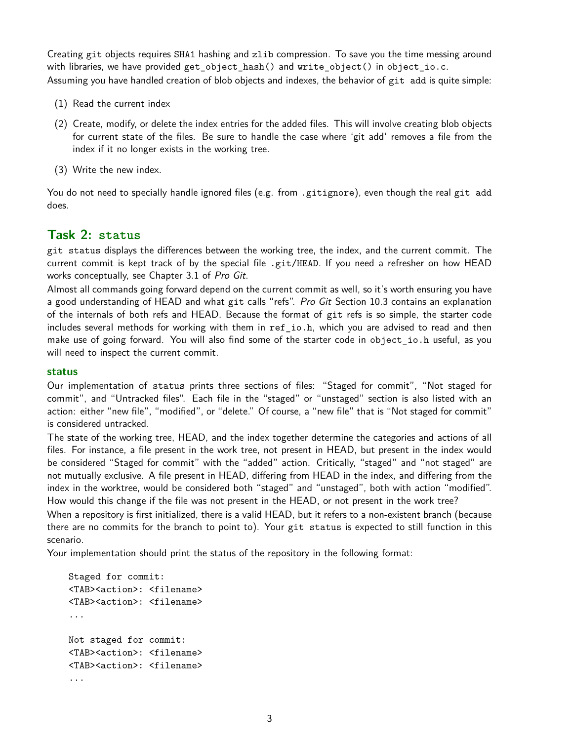Creating `git` objects requires SHA1 hashing and `zlib` compression. To save you the time messing around with libraries, we have provided `get_object_hash()` and `write_object()` in `object_io.c`.

Assuming you have handled creation of blob objects and indexes, the behavior of `git add` is quite simple:

1. Read the current index
2. Create, modify, or delete the index entries for the added files. This will involve creating blob objects for current state of the files. Be sure to handle the case where 'git add' removes a file from the index if it no longer exists in the working tree.
3. Write the new index.

You do not need to specially handle ignored files (e.g. from `.gitignore`), even though the real `git add` does.

## Task 2: `status`

`git status` displays the differences between the working tree, the index, and the current commit. The current commit is kept track of by the special file `.git/HEAD`. If you need a refresher on how HEAD works conceptually, see Chapter 3.1 of *Pro Git*.

Almost all commands going forward depend on the current commit as well, so it's worth ensuring you have a good understanding of HEAD and what `git` calls "refs". *Pro Git* Section 10.3 contains an explanation of the internals of both refs and HEAD. Because the format of `git` refs is so simple, the starter code includes several methods for working with them in `ref_io.h`, which you are advised to read and then make use of going forward. You will also find some of the starter code in `object_io.h` useful, as you will need to inspect the current commit.

### status

Our implementation of `status` prints three sections of files: "Staged for commit", "Not staged for commit", and "Untracked files". Each file in the "staged" or "unstaged" section is also listed with an action: either "new file", "modified", or "delete." Of course, a "new file" that is "Not staged for commit" is considered untracked.

The state of the working tree, HEAD, and the index together determine the categories and actions of all files. For instance, a file present in the work tree, not present in HEAD, but present in the index would be considered "Staged for commit" with the "added" action. Critically, "staged" and "not staged" are not mutually exclusive. A file present in HEAD, differing from HEAD in the index, and differing from the index in the worktree, would be considered both "staged" and "unstaged", both with action "modified". How would this change if the file was not present in the HEAD, or not present in the work tree?

When a repository is first initialized, there is a valid HEAD, but it refers to a non-existent branch (because there are no commits for the branch to point to). Your `git status` is expected to still function in this scenario.

Your implementation should print the status of the repository in the following format:

```
Staged for commit:
<TAB><action>: <filename>
<TAB><action>: <filename>
...

Not staged for commit:
<TAB><action>: <filename>
<TAB><action>: <filename>
...
```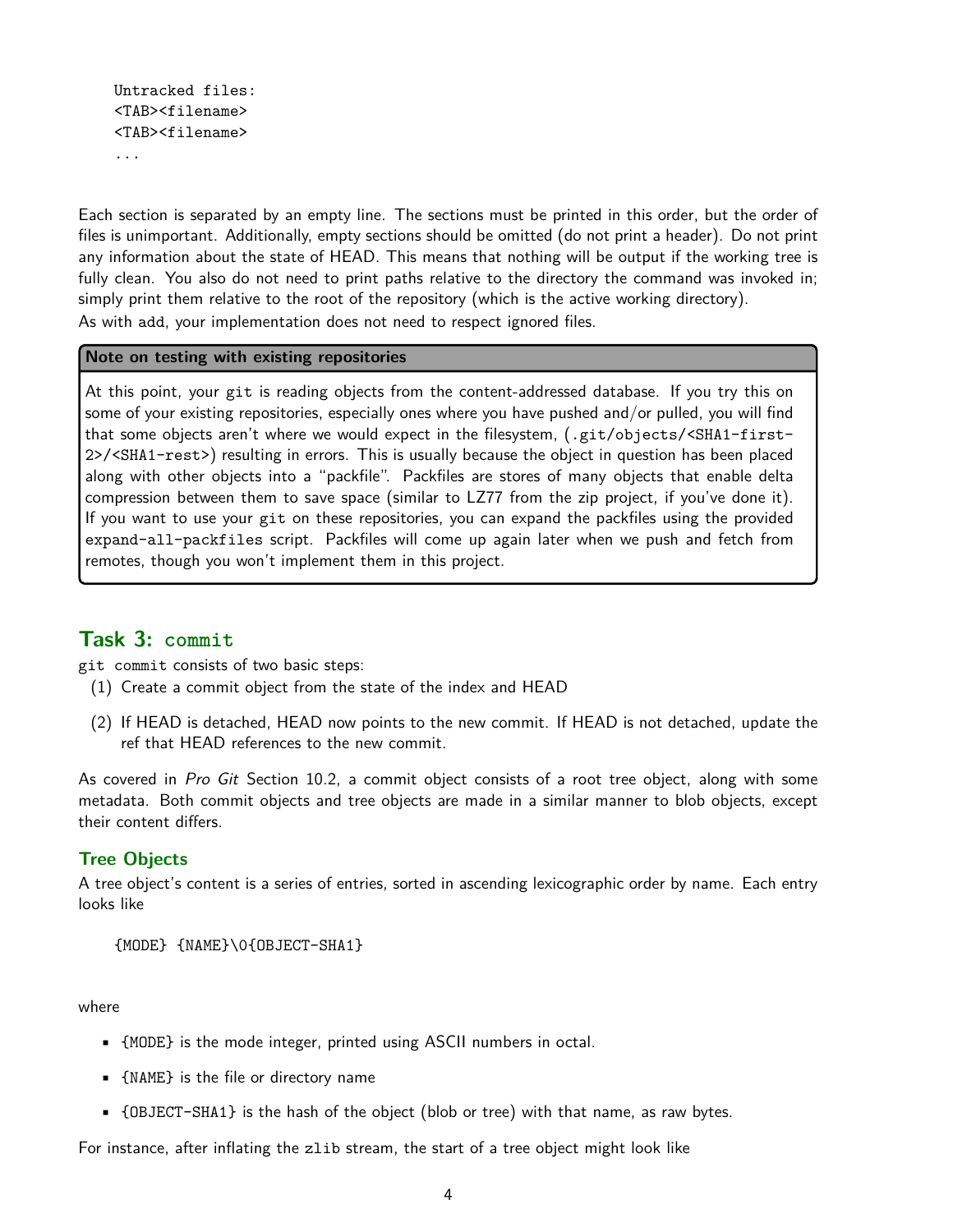```
Untracked files:
<TAB><filename>
<TAB><filename>
...
```

Each section is separated by an empty line. The sections must be printed in this order, but the order of files is unimportant. Additionally, empty sections should be omitted (do not print a header). Do not print any information about the state of HEAD. This means that nothing will be output if the working tree is fully clean. You also do not need to print paths relative to the directory the command was invoked in; simply print them relative to the root of the repository (which is the active working directory).

As with `add`, your implementation does not need to respect ignored files.

> **Note on testing with existing repositories**
>
> At this point, your `git` is reading objects from the content-addressed database. If you try this on some of your existing repositories, especially ones where you have pushed and/or pulled, you will find that some objects aren't where we would expect in the filesystem, (`.git/objects/<SHA1-first-2>/<SHA1-rest>`) resulting in errors. This is usually because the object in question has been placed along with other objects into a "packfile". Packfiles are stores of many objects that enable delta compression between them to save space (similar to LZ77 from the zip project, if you've done it). If you want to use your `git` on these repositories, you can expand the packfiles using the provided `expand-all-packfiles` script. Packfiles will come up again later when we push and fetch from remotes, though you won't implement them in this project.

## Task 3: `commit`

`git commit` consists of two basic steps:

1. Create a commit object from the state of the index and HEAD
2. If HEAD is detached, HEAD now points to the new commit. If HEAD is not detached, update the ref that HEAD references to the new commit.

As covered in *Pro Git* Section 10.2, a commit object consists of a root tree object, along with some metadata. Both commit objects and tree objects are made in a similar manner to blob objects, except their content differs.

### Tree Objects

A tree object's content is a series of entries, sorted in ascending lexicographic order by name. Each entry looks like

```
{MODE} {NAME}\0{OBJECT-SHA1}
```

where

- `{MODE}` is the mode integer, printed using ASCII numbers in octal.
- `{NAME}` is the file or directory name
- `{OBJECT-SHA1}` is the hash of the object (blob or tree) with that name, as raw bytes.

For instance, after inflating the `zlib` stream, the start of a tree object might look like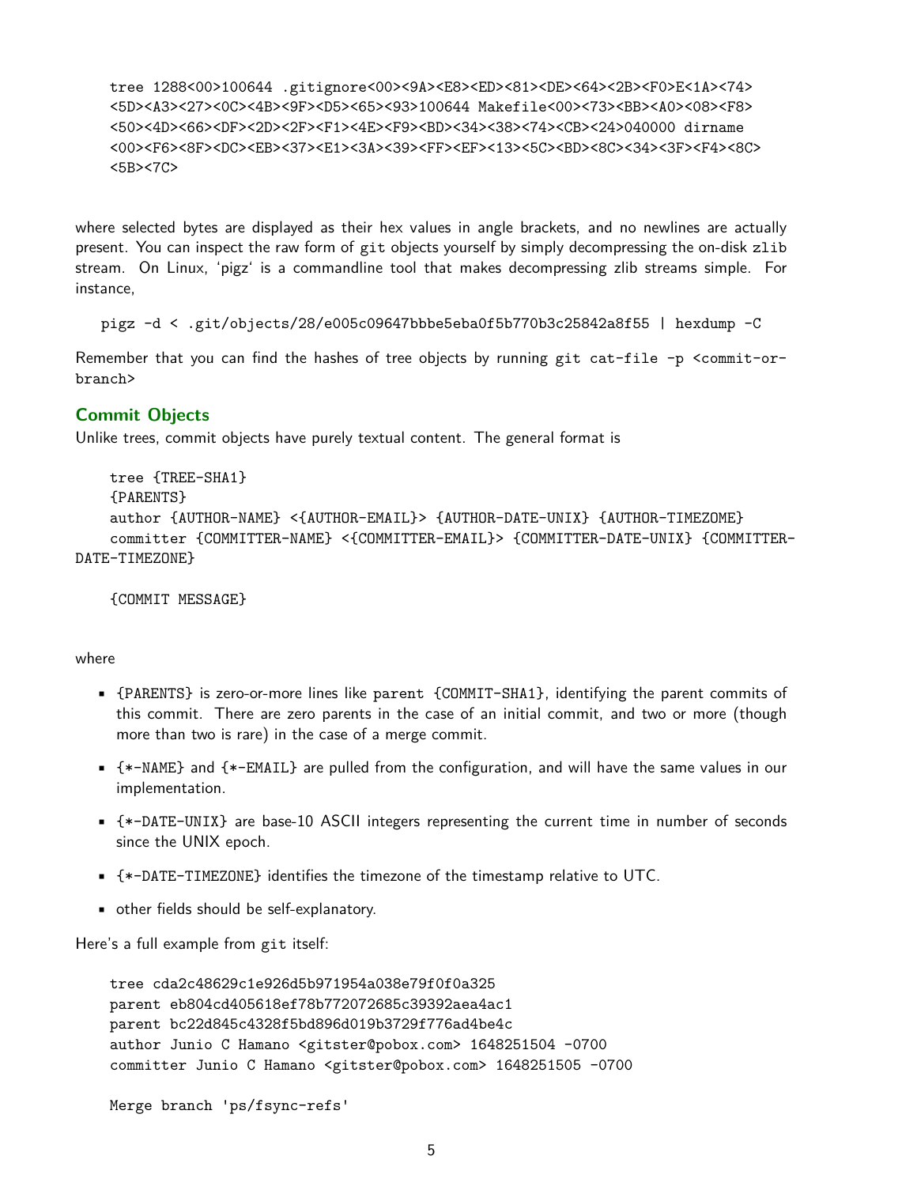```
tree 1288<00>100644 .gitignore<00><9A><E8><ED><81><DE><64><2B><F0>E<1A><74>
<5D><A3><27><0C><4B><9F><D5><65><93>100644 Makefile<00><73><BB><A0><08><F8>
<50><4D><66><DF><2D><2F><F1><4E><F9><BD><34><38><74><CB><24>040000 dirname
<00><F6><8F><DC><EB><37><E1><3A><39><FF><EF><13><5C><BD><8C><34><3F><F4><8C>
<5B><7C>
```

where selected bytes are displayed as their hex values in angle brackets, and no newlines are actually present. You can inspect the raw form of git objects yourself by simply decompressing the on-disk zlib stream. On Linux, 'pigz' is a commandline tool that makes decompressing zlib streams simple. For instance,

```
pigz -d < .git/objects/28/e005c09647bbbe5eba0f5b770b3c25842a8f55 | hexdump -C
```

Remember that you can find the hashes of tree objects by running `git cat-file -p <commit-or-branch>`

### Commit Objects

Unlike trees, commit objects have purely textual content. The general format is

```
tree {TREE-SHA1}
{PARENTS}
author {AUTHOR-NAME} <{AUTHOR-EMAIL}> {AUTHOR-DATE-UNIX} {AUTHOR-TIMEZOME}
committer {COMMITTER-NAME} <{COMMITTER-EMAIL}> {COMMITTER-DATE-UNIX} {COMMITTER-DATE-TIMEZONE}

{COMMIT MESSAGE}
```

where

- {PARENTS} is zero-or-more lines like `parent {COMMIT-SHA1}`, identifying the parent commits of this commit. There are zero parents in the case of an initial commit, and two or more (though more than two is rare) in the case of a merge commit.
- {*-NAME} and {*-EMAIL} are pulled from the configuration, and will have the same values in our implementation.
- {*-DATE-UNIX} are base-10 ASCII integers representing the current time in number of seconds since the UNIX epoch.
- {*-DATE-TIMEZONE} identifies the timezone of the timestamp relative to UTC.
- other fields should be self-explanatory.

Here's a full example from git itself:

```
tree cda2c48629c1e926d5b971954a038e79f0f0a325
parent eb804cd405618ef78b772072685c39392aea4ac1
parent bc22d845c4328f5bd896d019b3729f776ad4be4c
author Junio C Hamano <gitster@pobox.com> 1648251504 -0700
committer Junio C Hamano <gitster@pobox.com> 1648251505 -0700

Merge branch 'ps/fsync-refs'
```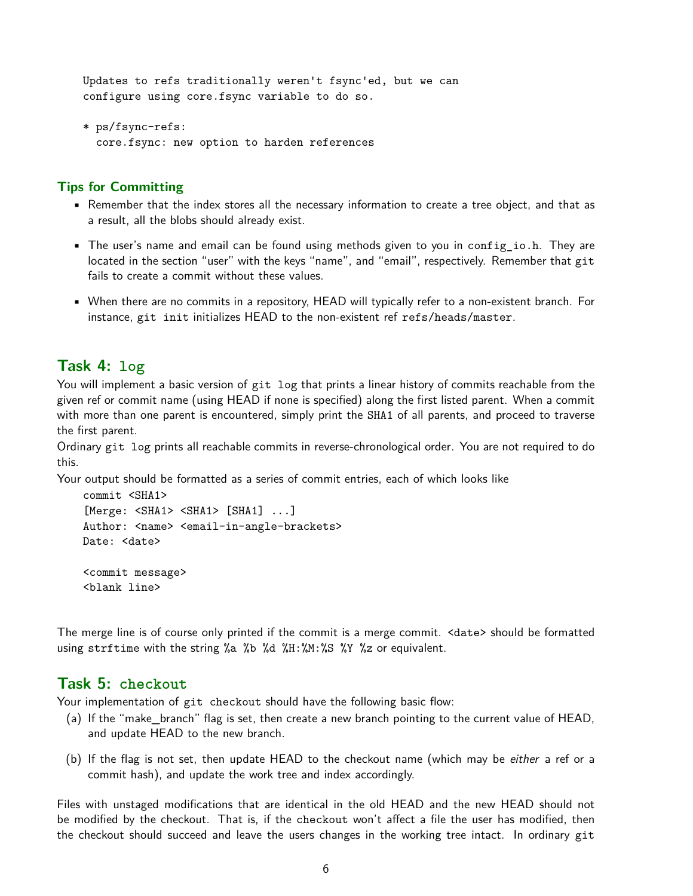```
Updates to refs traditionally weren't fsync'ed, but we can
configure using core.fsync variable to do so.

* ps/fsync-refs:
  core.fsync: new option to harden references
```

### Tips for Committing

- Remember that the index stores all the necessary information to create a tree object, and that as a result, all the blobs should already exist.
- The user's name and email can be found using methods given to you in `config_io.h`. They are located in the section "user" with the keys "name", and "email", respectively. Remember that `git` fails to create a commit without these values.
- When there are no commits in a repository, HEAD will typically refer to a non-existent branch. For instance, `git init` initializes HEAD to the non-existent ref `refs/heads/master`.

## Task 4: `log`

You will implement a basic version of `git log` that prints a linear history of commits reachable from the given ref or commit name (using HEAD if none is specified) along the first listed parent. When a commit with more than one parent is encountered, simply print the SHA1 of all parents, and proceed to traverse the first parent.

Ordinary `git log` prints all reachable commits in reverse-chronological order. You are not required to do this.

Your output should be formatted as a series of commit entries, each of which looks like

```
commit <SHA1>
[Merge: <SHA1> <SHA1> [SHA1] ...]
Author: <name> <email-in-angle-brackets>
Date: <date>

<commit message>
<blank line>
```

The merge line is of course only printed if the commit is a merge commit. `<date>` should be formatted using `strftime` with the string `%a %b %d %H:%M:%S %Y %z` or equivalent.

## Task 5: `checkout`

Your implementation of `git checkout` should have the following basic flow:

(a) If the "make_branch" flag is set, then create a new branch pointing to the current value of HEAD, and update HEAD to the new branch.

(b) If the flag is not set, then update HEAD to the checkout name (which may be *either* a ref or a commit hash), and update the work tree and index accordingly.

Files with unstaged modifications that are identical in the old HEAD and the new HEAD should not be modified by the checkout. That is, if the `checkout` won't affect a file the user has modified, then the checkout should succeed and leave the users changes in the working tree intact. In ordinary `git`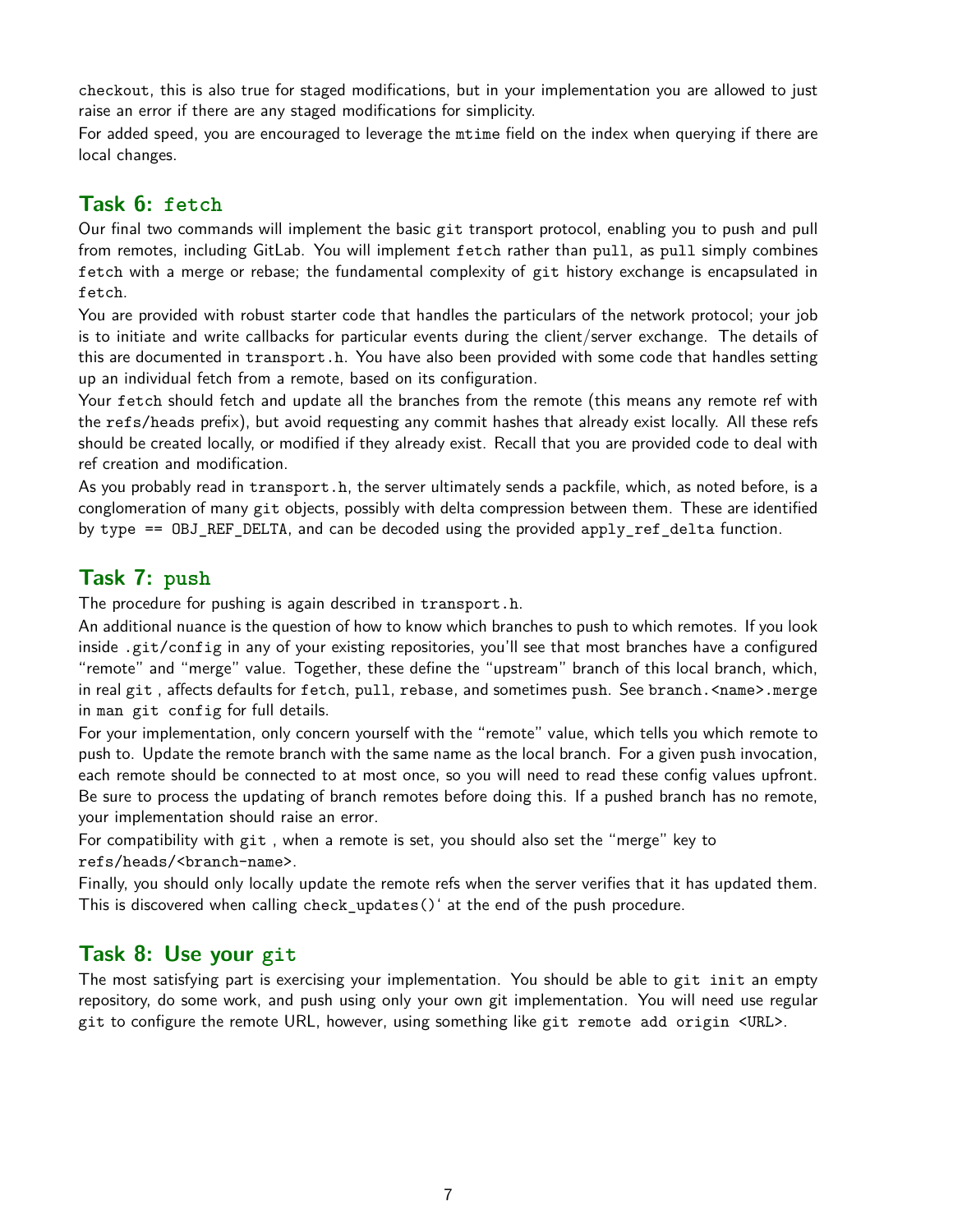checkout, this is also true for staged modifications, but in your implementation you are allowed to just raise an error if there are any staged modifications for simplicity.

For added speed, you are encouraged to leverage the `mtime` field on the index when querying if there are local changes.

## Task 6: `fetch`

Our final two commands will implement the basic `git` transport protocol, enabling you to push and pull from remotes, including GitLab. You will implement `fetch` rather than `pull`, as `pull` simply combines `fetch` with a merge or rebase; the fundamental complexity of `git` history exchange is encapsulated in `fetch`.

You are provided with robust starter code that handles the particulars of the network protocol; your job is to initiate and write callbacks for particular events during the client/server exchange. The details of this are documented in `transport.h`. You have also been provided with some code that handles setting up an individual fetch from a remote, based on its configuration.

Your `fetch` should fetch and update all the branches from the remote (this means any remote ref with the `refs/heads` prefix), but avoid requesting any commit hashes that already exist locally. All these refs should be created locally, or modified if they already exist. Recall that you are provided code to deal with ref creation and modification.

As you probably read in `transport.h`, the server ultimately sends a packfile, which, as noted before, is a conglomeration of many `git` objects, possibly with delta compression between them. These are identified by `type == OBJ_REF_DELTA`, and can be decoded using the provided `apply_ref_delta` function.

## Task 7: `push`

The procedure for pushing is again described in `transport.h`.

An additional nuance is the question of how to know which branches to push to which remotes. If you look inside `.git/config` in any of your existing repositories, you'll see that most branches have a configured "remote" and "merge" value. Together, these define the "upstream" branch of this local branch, which, in real `git` , affects defaults for `fetch`, `pull`, `rebase`, and sometimes `push`. See `branch.<name>.merge` in `man git config` for full details.

For your implementation, only concern yourself with the "remote" value, which tells you which remote to push to. Update the remote branch with the same name as the local branch. For a given `push` invocation, each remote should be connected to at most once, so you will need to read these config values upfront. Be sure to process the updating of branch remotes before doing this. If a pushed branch has no remote, your implementation should raise an error.

For compatibility with `git` , when a remote is set, you should also set the "merge" key to `refs/heads/<branch-name>`.

Finally, you should only locally update the remote refs when the server verifies that it has updated them. This is discovered when calling `check_updates()`' at the end of the push procedure.

## Task 8: Use your `git`

The most satisfying part is exercising your implementation. You should be able to `git init` an empty repository, do some work, and push using only your own git implementation. You will need use regular `git` to configure the remote URL, however, using something like `git remote add origin <URL>`.